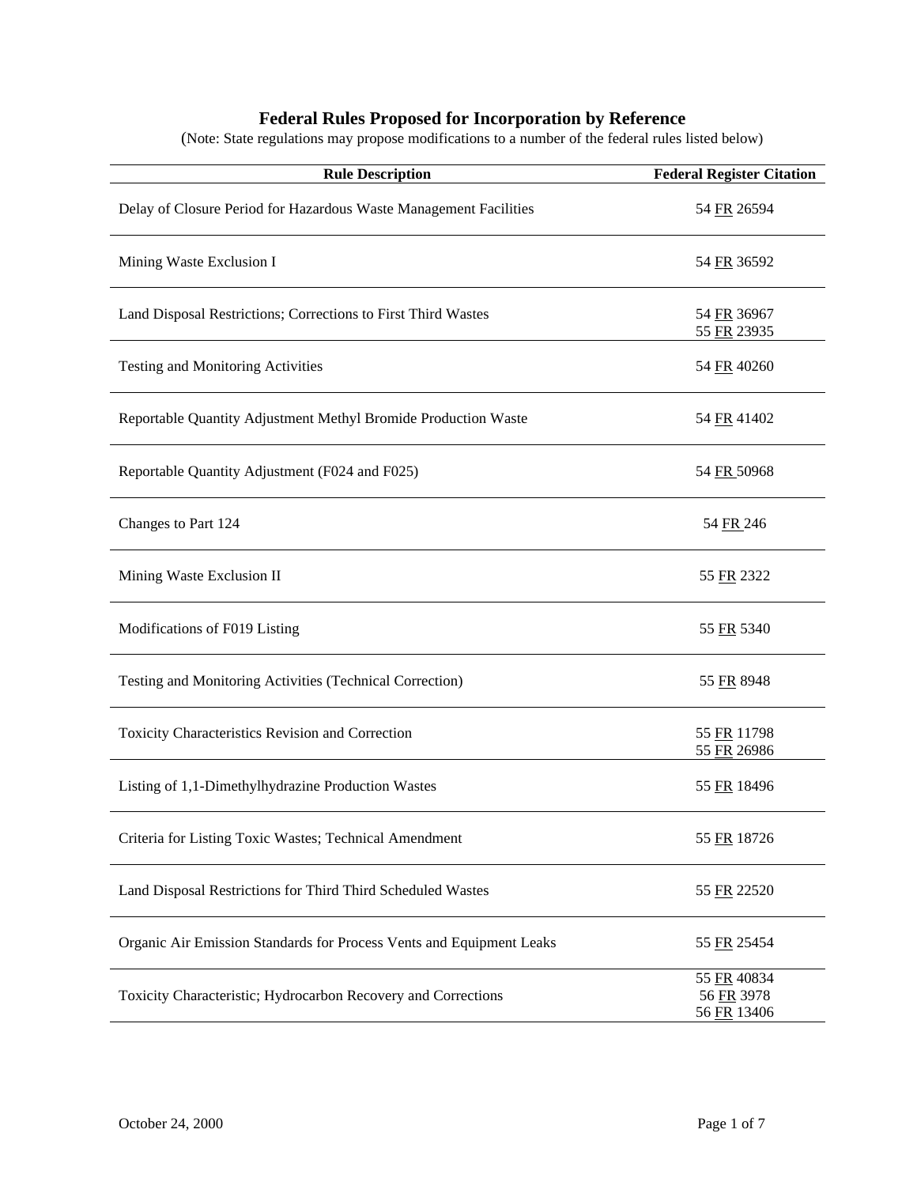# Federal Rules Proposed for Incorporation by Reference

(Note: State regulations may propose modifications to a number of the federal rules listed below)

| Rule Description | Federal Register Citation |
|---|---|
| Delay of Closure Period for Hazardous Waste Management Facilities | 54 FR 26594 |
| Mining Waste Exclusion I | 54 FR 36592 |
| Land Disposal Restrictions; Corrections to First Third Wastes | 54 FR 36967<br>55 FR 23935 |
| Testing and Monitoring Activities | 54 FR 40260 |
| Reportable Quantity Adjustment Methyl Bromide Production Waste | 54 FR 41402 |
| Reportable Quantity Adjustment (F024 and F025) | 54 FR 50968 |
| Changes to Part 124 | 54 FR 246 |
| Mining Waste Exclusion II | 55 FR 2322 |
| Modifications of F019 Listing | 55 FR 5340 |
| Testing and Monitoring Activities (Technical Correction) | 55 FR 8948 |
| Toxicity Characteristics Revision and Correction | 55 FR 11798<br>55 FR 26986 |
| Listing of 1,1-Dimethylhydrazine Production Wastes | 55 FR 18496 |
| Criteria for Listing Toxic Wastes; Technical Amendment | 55 FR 18726 |
| Land Disposal Restrictions for Third Third Scheduled Wastes | 55 FR 22520 |
| Organic Air Emission Standards for Process Vents and Equipment Leaks | 55 FR 25454 |
| Toxicity Characteristic; Hydrocarbon Recovery and Corrections | 55 FR 40834<br>56 FR 3978<br>56 FR 13406 |

October 24, 2000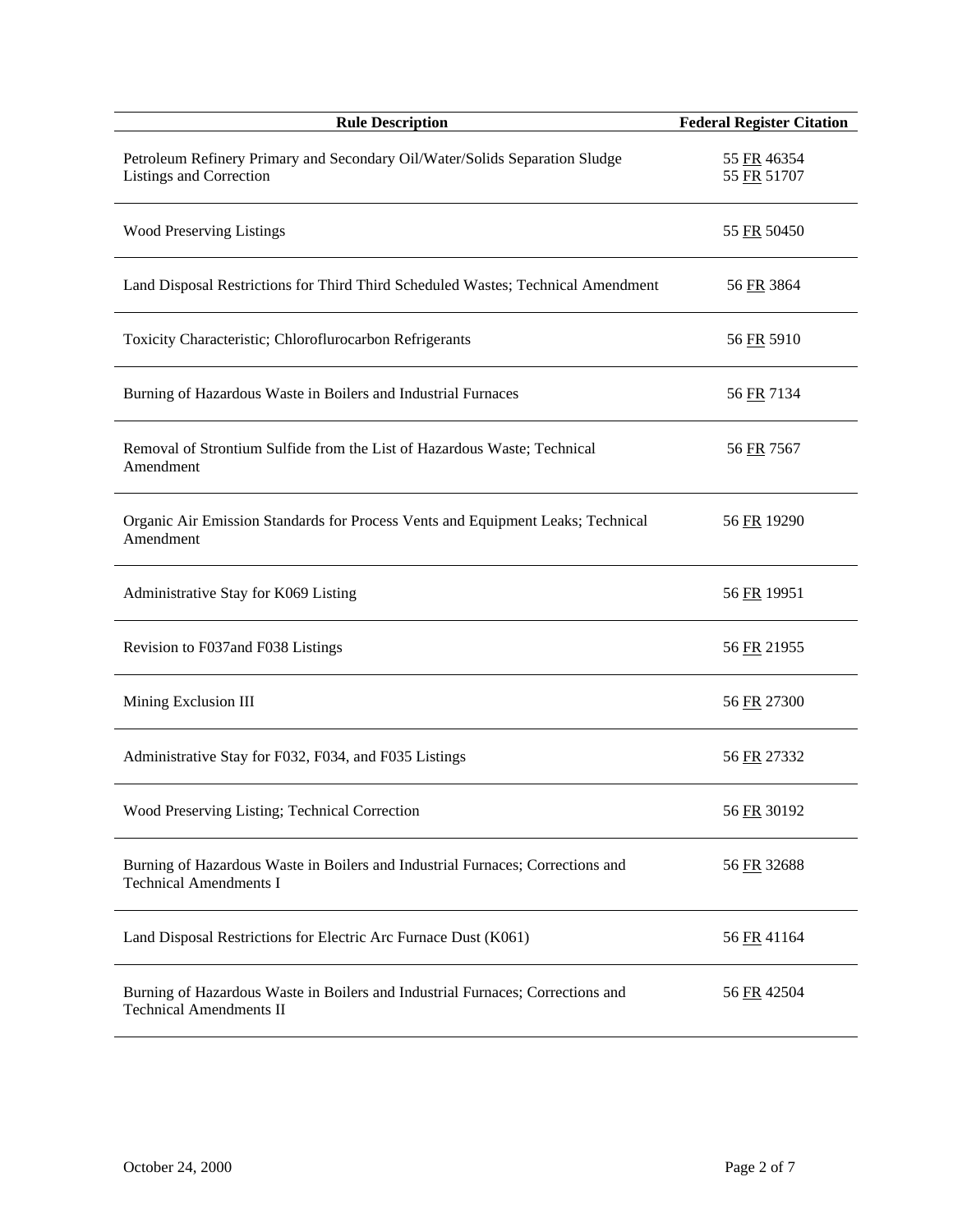| Rule Description | Federal Register Citation |
| --- | --- |
| Petroleum Refinery Primary and Secondary Oil/Water/Solids Separation Sludge Listings and Correction | 55 FR 46354<br>55 FR 51707 |
| Wood Preserving Listings | 55 FR 50450 |
| Land Disposal Restrictions for Third Third Scheduled Wastes; Technical Amendment | 56 FR 3864 |
| Toxicity Characteristic; Chloroflurocarbon Refrigerants | 56 FR 5910 |
| Burning of Hazardous Waste in Boilers and Industrial Furnaces | 56 FR 7134 |
| Removal of Strontium Sulfide from the List of Hazardous Waste; Technical Amendment | 56 FR 7567 |
| Organic Air Emission Standards for Process Vents and Equipment Leaks; Technical Amendment | 56 FR 19290 |
| Administrative Stay for K069 Listing | 56 FR 19951 |
| Revision to F037and F038 Listings | 56 FR 21955 |
| Mining Exclusion III | 56 FR 27300 |
| Administrative Stay for F032, F034, and F035 Listings | 56 FR 27332 |
| Wood Preserving Listing; Technical Correction | 56 FR 30192 |
| Burning of Hazardous Waste in Boilers and Industrial Furnaces; Corrections and Technical Amendments I | 56 FR 32688 |
| Land Disposal Restrictions for Electric Arc Furnace Dust (K061) | 56 FR 41164 |
| Burning of Hazardous Waste in Boilers and Industrial Furnaces; Corrections and Technical Amendments II | 56 FR 42504 |

October 24, 2000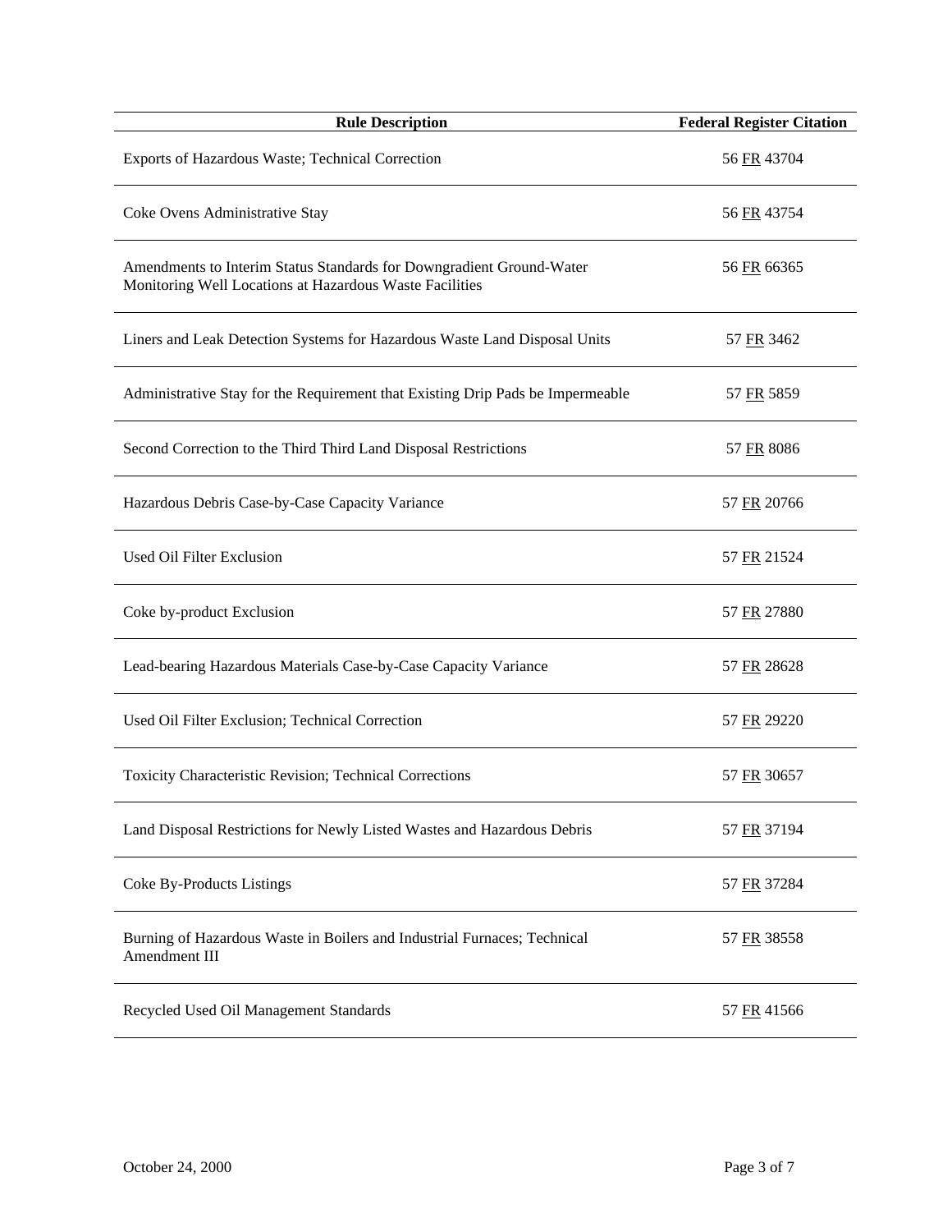| Rule Description | Federal Register Citation |
| --- | --- |
| Exports of Hazardous Waste; Technical Correction | 56 FR 43704 |
| Coke Ovens Administrative Stay | 56 FR 43754 |
| Amendments to Interim Status Standards for Downgradient Ground-Water Monitoring Well Locations at Hazardous Waste Facilities | 56 FR 66365 |
| Liners and Leak Detection Systems for Hazardous Waste Land Disposal Units | 57 FR 3462 |
| Administrative Stay for the Requirement that Existing Drip Pads be Impermeable | 57 FR 5859 |
| Second Correction to the Third Third Land Disposal Restrictions | 57 FR 8086 |
| Hazardous Debris Case-by-Case Capacity Variance | 57 FR 20766 |
| Used Oil Filter Exclusion | 57 FR 21524 |
| Coke by-product Exclusion | 57 FR 27880 |
| Lead-bearing Hazardous Materials Case-by-Case Capacity Variance | 57 FR 28628 |
| Used Oil Filter Exclusion; Technical Correction | 57 FR 29220 |
| Toxicity Characteristic Revision; Technical Corrections | 57 FR 30657 |
| Land Disposal Restrictions for Newly Listed Wastes and Hazardous Debris | 57 FR 37194 |
| Coke By-Products Listings | 57 FR 37284 |
| Burning of Hazardous Waste in Boilers and Industrial Furnaces; Technical Amendment III | 57 FR 38558 |
| Recycled Used Oil Management Standards | 57 FR 41566 |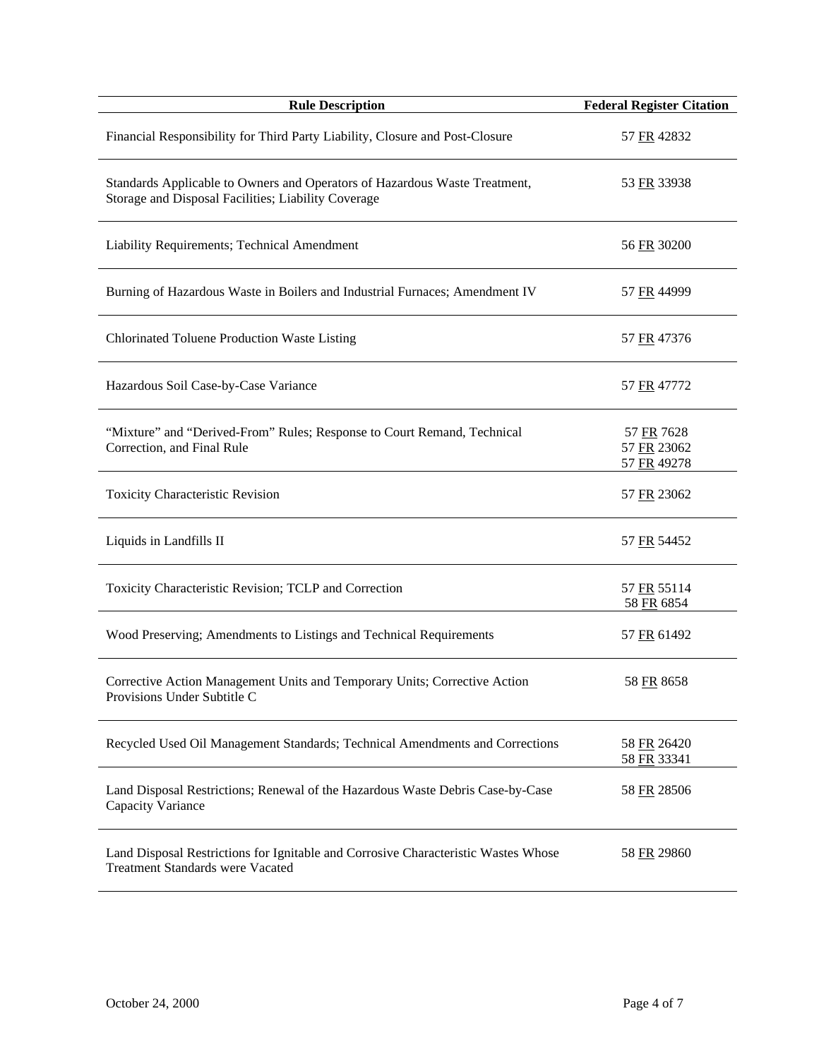| Rule Description | Federal Register Citation |
| --- | --- |
| Financial Responsibility for Third Party Liability, Closure and Post-Closure | 57 FR 42832 |
| Standards Applicable to Owners and Operators of Hazardous Waste Treatment, Storage and Disposal Facilities; Liability Coverage | 53 FR 33938 |
| Liability Requirements; Technical Amendment | 56 FR 30200 |
| Burning of Hazardous Waste in Boilers and Industrial Furnaces; Amendment IV | 57 FR 44999 |
| Chlorinated Toluene Production Waste Listing | 57 FR 47376 |
| Hazardous Soil Case-by-Case Variance | 57 FR 47772 |
| "Mixture" and "Derived-From" Rules; Response to Court Remand, Technical Correction, and Final Rule | 57 FR 7628<br>57 FR 23062<br>57 FR 49278 |
| Toxicity Characteristic Revision | 57 FR 23062 |
| Liquids in Landfills II | 57 FR 54452 |
| Toxicity Characteristic Revision; TCLP and Correction | 57 FR 55114<br>58 FR 6854 |
| Wood Preserving; Amendments to Listings and Technical Requirements | 57 FR 61492 |
| Corrective Action Management Units and Temporary Units; Corrective Action Provisions Under Subtitle C | 58 FR 8658 |
| Recycled Used Oil Management Standards; Technical Amendments and Corrections | 58 FR 26420<br>58 FR 33341 |
| Land Disposal Restrictions; Renewal of the Hazardous Waste Debris Case-by-Case Capacity Variance | 58 FR 28506 |
| Land Disposal Restrictions for Ignitable and Corrosive Characteristic Wastes Whose Treatment Standards were Vacated | 58 FR 29860 |

October 24, 2000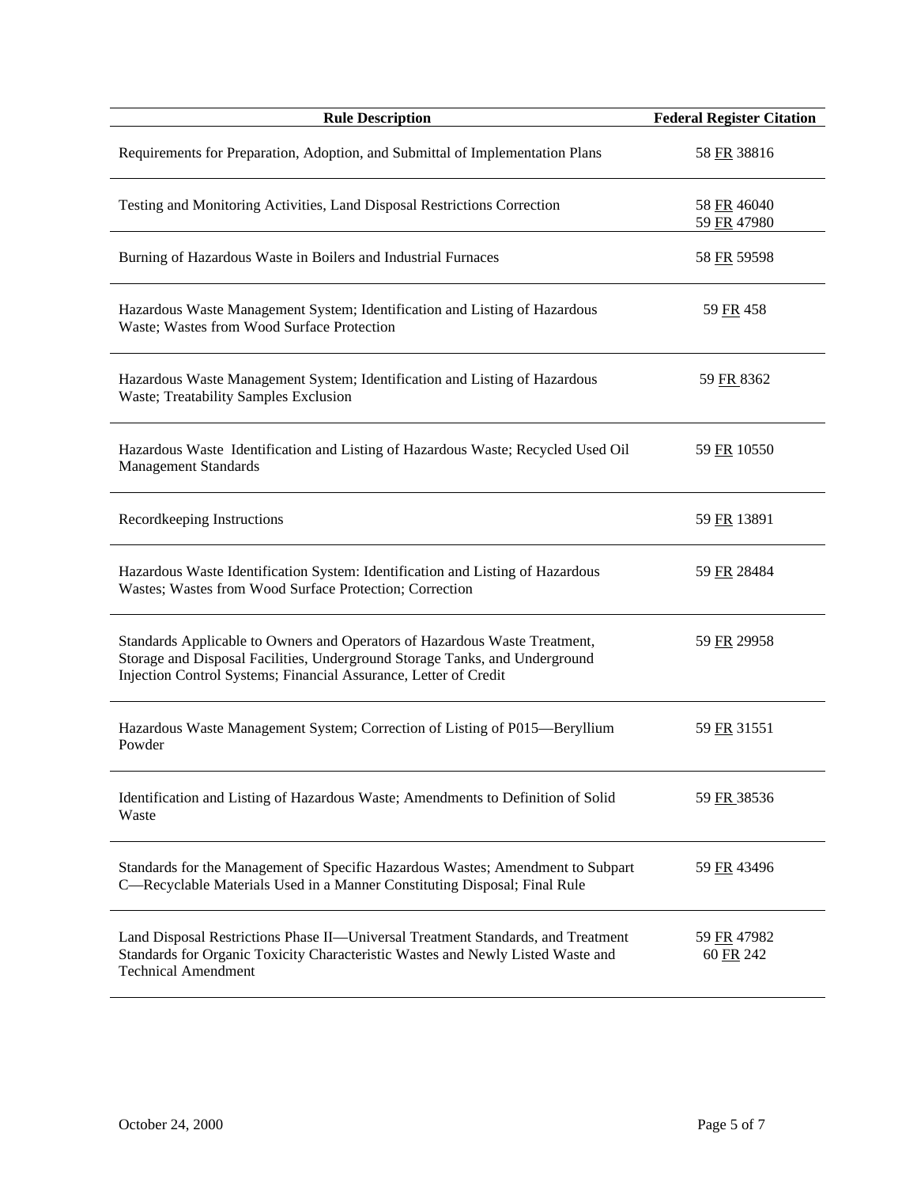| Rule Description | Federal Register Citation |
|---|---|
| Requirements for Preparation, Adoption, and Submittal of Implementation Plans | 58 FR 38816 |
| Testing and Monitoring Activities, Land Disposal Restrictions Correction | 58 FR 46040<br>59 FR 47980 |
| Burning of Hazardous Waste in Boilers and Industrial Furnaces | 58 FR 59598 |
| Hazardous Waste Management System; Identification and Listing of Hazardous Waste; Wastes from Wood Surface Protection | 59 FR 458 |
| Hazardous Waste Management System; Identification and Listing of Hazardous Waste; Treatability Samples Exclusion | 59 FR 8362 |
| Hazardous Waste Identification and Listing of Hazardous Waste; Recycled Used Oil Management Standards | 59 FR 10550 |
| Recordkeeping Instructions | 59 FR 13891 |
| Hazardous Waste Identification System: Identification and Listing of Hazardous Wastes; Wastes from Wood Surface Protection; Correction | 59 FR 28484 |
| Standards Applicable to Owners and Operators of Hazardous Waste Treatment, Storage and Disposal Facilities, Underground Storage Tanks, and Underground Injection Control Systems; Financial Assurance, Letter of Credit | 59 FR 29958 |
| Hazardous Waste Management System; Correction of Listing of P015—Beryllium Powder | 59 FR 31551 |
| Identification and Listing of Hazardous Waste; Amendments to Definition of Solid Waste | 59 FR 38536 |
| Standards for the Management of Specific Hazardous Wastes; Amendment to Subpart C—Recyclable Materials Used in a Manner Constituting Disposal; Final Rule | 59 FR 43496 |
| Land Disposal Restrictions Phase II—Universal Treatment Standards, and Treatment Standards for Organic Toxicity Characteristic Wastes and Newly Listed Waste and Technical Amendment | 59 FR 47982<br>60 FR 242 |

October 24, 2000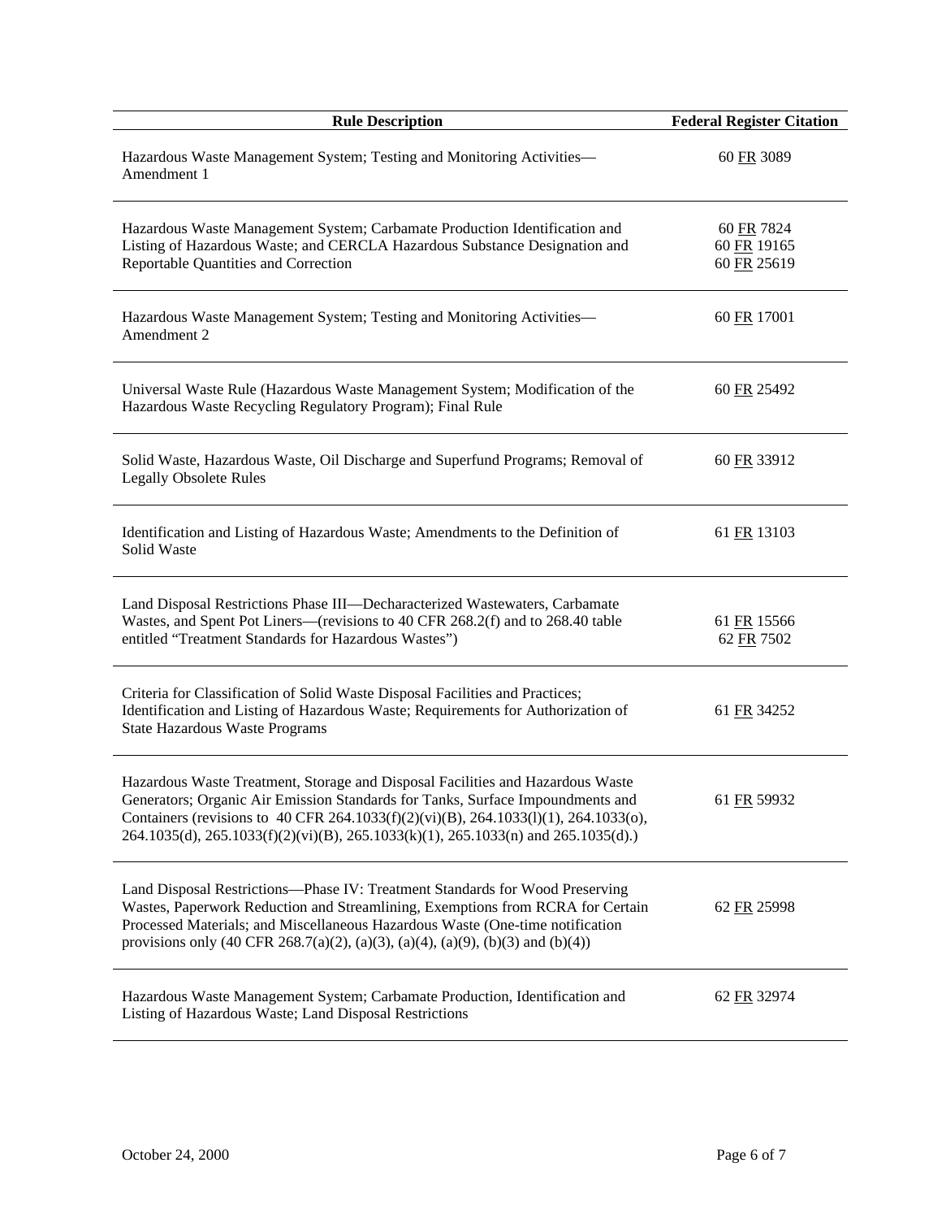| Rule Description | Federal Register Citation |
|---|---|
| Hazardous Waste Management System; Testing and Monitoring Activities—Amendment 1 | 60 FR 3089 |
| Hazardous Waste Management System; Carbamate Production Identification and Listing of Hazardous Waste; and CERCLA Hazardous Substance Designation and Reportable Quantities and Correction | 60 FR 7824<br>60 FR 19165<br>60 FR 25619 |
| Hazardous Waste Management System; Testing and Monitoring Activities—Amendment 2 | 60 FR 17001 |
| Universal Waste Rule (Hazardous Waste Management System; Modification of the Hazardous Waste Recycling Regulatory Program); Final Rule | 60 FR 25492 |
| Solid Waste, Hazardous Waste, Oil Discharge and Superfund Programs; Removal of Legally Obsolete Rules | 60 FR 33912 |
| Identification and Listing of Hazardous Waste; Amendments to the Definition of Solid Waste | 61 FR 13103 |
| Land Disposal Restrictions Phase III—Decharacterized Wastewaters, Carbamate Wastes, and Spent Pot Liners—(revisions to 40 CFR 268.2(f) and to 268.40 table entitled "Treatment Standards for Hazardous Wastes") | 61 FR 15566<br>62 FR 7502 |
| Criteria for Classification of Solid Waste Disposal Facilities and Practices; Identification and Listing of Hazardous Waste; Requirements for Authorization of State Hazardous Waste Programs | 61 FR 34252 |
| Hazardous Waste Treatment, Storage and Disposal Facilities and Hazardous Waste Generators; Organic Air Emission Standards for Tanks, Surface Impoundments and Containers (revisions to 40 CFR 264.1033(f)(2)(vi)(B), 264.1033(l)(1), 264.1033(o), 264.1035(d), 265.1033(f)(2)(vi)(B), 265.1033(k)(1), 265.1033(n) and 265.1035(d).) | 61 FR 59932 |
| Land Disposal Restrictions—Phase IV: Treatment Standards for Wood Preserving Wastes, Paperwork Reduction and Streamlining, Exemptions from RCRA for Certain Processed Materials; and Miscellaneous Hazardous Waste (One-time notification provisions only (40 CFR 268.7(a)(2), (a)(3), (a)(4), (a)(9), (b)(3) and (b)(4)) | 62 FR 25998 |
| Hazardous Waste Management System; Carbamate Production, Identification and Listing of Hazardous Waste; Land Disposal Restrictions | 62 FR 32974 |

October 24, 2000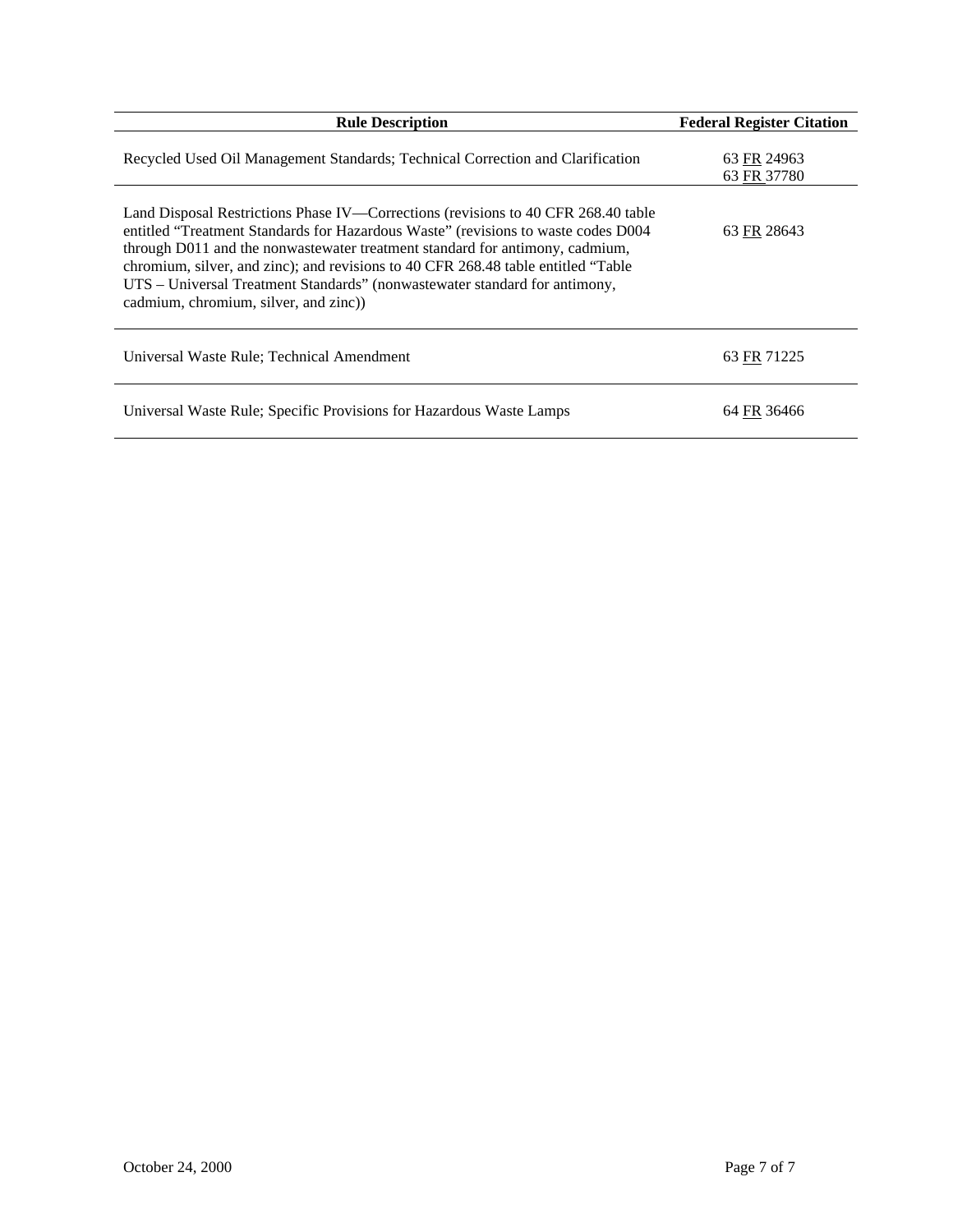| Rule Description | Federal Register Citation |
|---|---|
| Recycled Used Oil Management Standards; Technical Correction and Clarification | 63 FR 24963<br>63 FR 37780 |
| Land Disposal Restrictions Phase IV—Corrections (revisions to 40 CFR 268.40 table entitled "Treatment Standards for Hazardous Waste" (revisions to waste codes D004 through D011 and the nonwastewater treatment standard for antimony, cadmium, chromium, silver, and zinc); and revisions to 40 CFR 268.48 table entitled "Table UTS – Universal Treatment Standards" (nonwastewater standard for antimony, cadmium, chromium, silver, and zinc)) | 63 FR 28643 |
| Universal Waste Rule; Technical Amendment | 63 FR 71225 |
| Universal Waste Rule; Specific Provisions for Hazardous Waste Lamps | 64 FR 36466 |

October 24, 2000